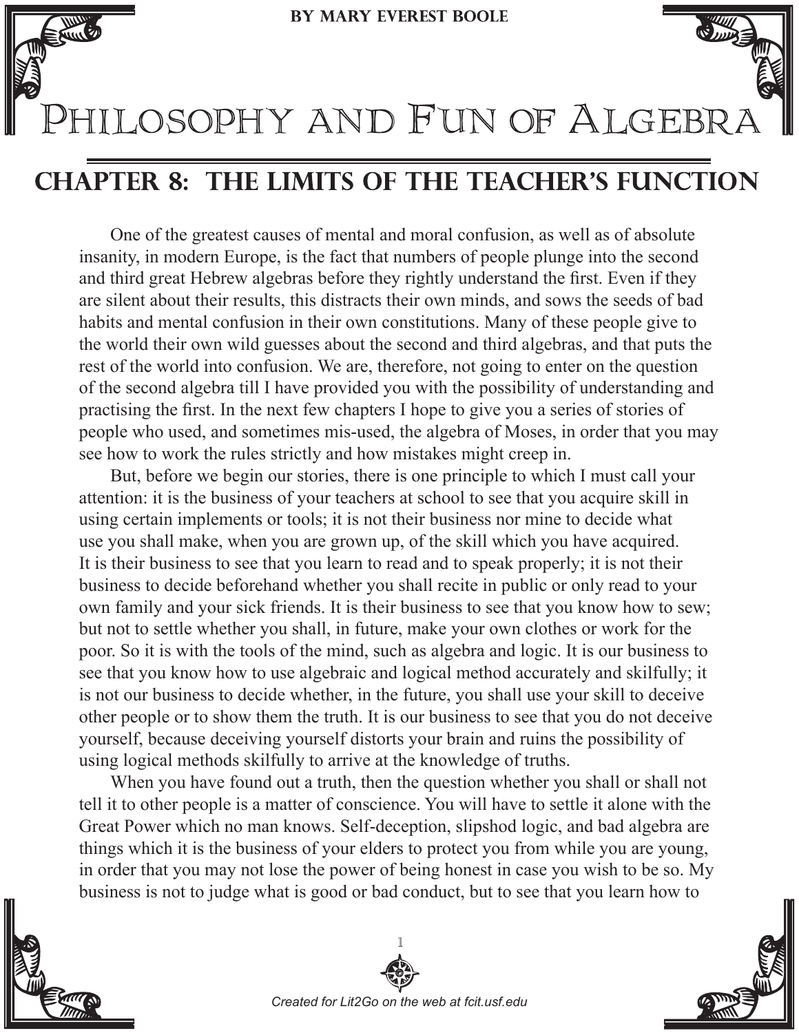# Philosophy and Fun of Algebra

## Chapter 8: The Limits of the Teacher's Function

One of the greatest causes of mental and moral confusion, as well as of absolute insanity, in modern Europe, is the fact that numbers of people plunge into the second and third great Hebrew algebras before they rightly understand the first. Even if they are silent about their results, this distracts their own minds, and sows the seeds of bad habits and mental confusion in their own constitutions. Many of these people give to the world their own wild guesses about the second and third algebras, and that puts the rest of the world into confusion. We are, therefore, not going to enter on the question of the second algebra till I have provided you with the possibility of understanding and practising the first. In the next few chapters I hope to give you a series of stories of people who used, and sometimes mis-used, the algebra of Moses, in order that you may see how to work the rules strictly and how mistakes might creep in.

But, before we begin our stories, there is one principle to which I must call your attention: it is the business of your teachers at school to see that you acquire skill in using certain implements or tools; it is not their business nor mine to decide what use you shall make, when you are grown up, of the skill which you have acquired. It is their business to see that you learn to read and to speak properly; it is not their business to decide beforehand whether you shall recite in public or only read to your own family and your sick friends. It is their business to see that you know how to sew; but not to settle whether you shall, in future, make your own clothes or work for the poor. So it is with the tools of the mind, such as algebra and logic. It is our business to see that you know how to use algebraic and logical method accurately and skilfully; it is not our business to decide whether, in the future, you shall use your skill to deceive other people or to show them the truth. It is our business to see that you do not deceive yourself, because deceiving yourself distorts your brain and ruins the possibility of using logical methods skilfully to arrive at the knowledge of truths.

When you have found out a truth, then the question whether you shall or shall not tell it to other people is a matter of conscience. You will have to settle it alone with the Great Power which no man knows. Self-deception, slipshod logic, and bad algebra are things which it is the business of your elders to protect you from while you are young, in order that you may not lose the power of being honest in case you wish to be so. My business is not to judge what is good or bad conduct, but to see that you learn how to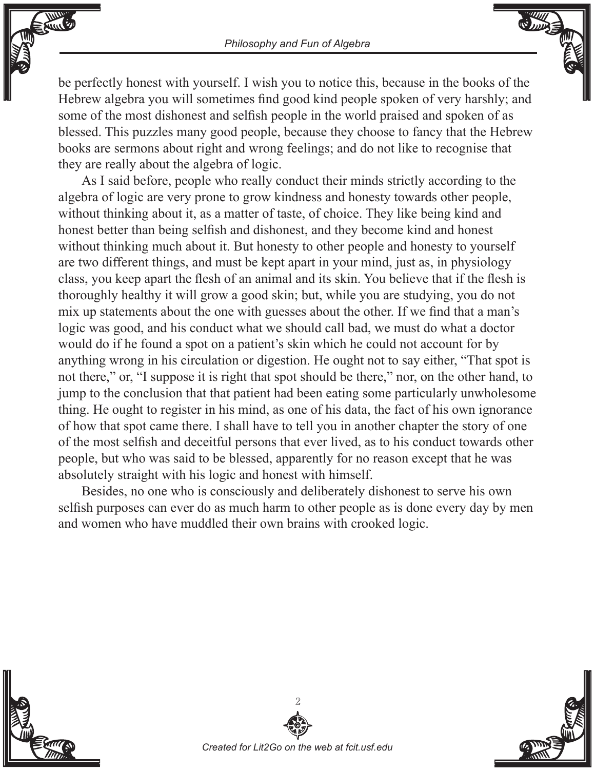be perfectly honest with yourself. I wish you to notice this, because in the books of the Hebrew algebra you will sometimes find good kind people spoken of very harshly; and some of the most dishonest and selfish people in the world praised and spoken of as blessed. This puzzles many good people, because they choose to fancy that the Hebrew books are sermons about right and wrong feelings; and do not like to recognise that they are really about the algebra of logic.

As I said before, people who really conduct their minds strictly according to the algebra of logic are very prone to grow kindness and honesty towards other people, without thinking about it, as a matter of taste, of choice. They like being kind and honest better than being selfish and dishonest, and they become kind and honest without thinking much about it. But honesty to other people and honesty to yourself are two different things, and must be kept apart in your mind, just as, in physiology class, you keep apart the flesh of an animal and its skin. You believe that if the flesh is thoroughly healthy it will grow a good skin; but, while you are studying, you do not mix up statements about the one with guesses about the other. If we find that a man's logic was good, and his conduct what we should call bad, we must do what a doctor would do if he found a spot on a patient's skin which he could not account for by anything wrong in his circulation or digestion. He ought not to say either, "That spot is not there," or, "I suppose it is right that spot should be there," nor, on the other hand, to jump to the conclusion that that patient had been eating some particularly unwholesome thing. He ought to register in his mind, as one of his data, the fact of his own ignorance of how that spot came there. I shall have to tell you in another chapter the story of one of the most selfish and deceitful persons that ever lived, as to his conduct towards other people, but who was said to be blessed, apparently for no reason except that he was absolutely straight with his logic and honest with himself.

Besides, no one who is consciously and deliberately dishonest to serve his own selfish purposes can ever do as much harm to other people as is done every day by men and women who have muddled their own brains with crooked logic.